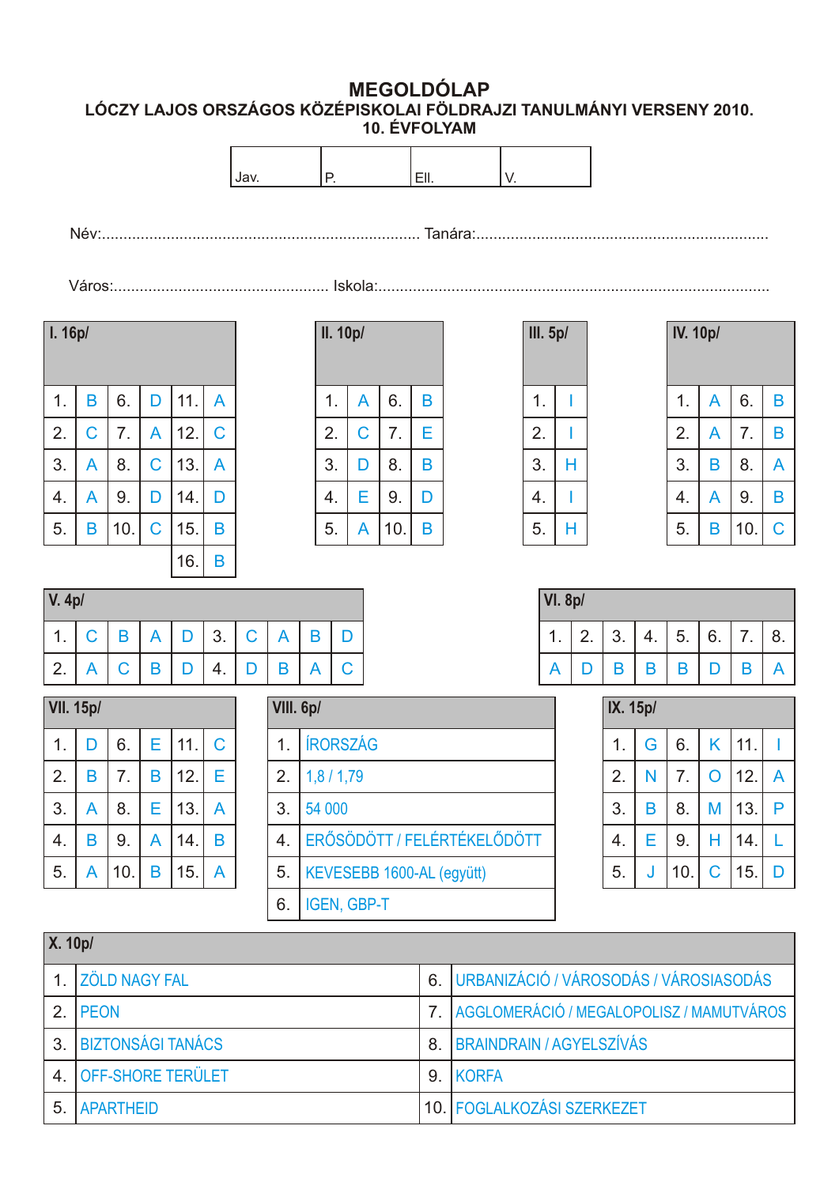# MEGOLDÓLAP

**LÓCZY LAJOS ORSZÁGOS KÖZÉPISKOLAI FÖLDRAJZI TANULMÁNYI VERSENY 2010.**
**10. ÉVFOLYAM**

| Jav. | P. | Ell. | V. |
|---|---|---|---|
| | | | |

Név:............................................................................ Tanára:...................................................................

Város:.................................................. Iskola:..........................................................................................

**I. 16p/**

| | | | | | |
|---|---|---|---|---|---|
| 1. | B | 6. | D | 11. | A |
| 2. | C | 7. | A | 12. | C |
| 3. | A | 8. | C | 13. | A |
| 4. | A | 9. | D | 14. | D |
| 5. | B | 10. | C | 15. | B |
| | | | | 16. | B |

**II. 10p/**

| | | | |
|---|---|---|---|
| 1. | A | 6. | B |
| 2. | C | 7. | E |
| 3. | D | 8. | B |
| 4. | E | 9. | D |
| 5. | A | 10. | B |

**III. 5p/**

| | |
|---|---|
| 1. | I |
| 2. | I |
| 3. | H |
| 4. | I |
| 5. | H |

**IV. 10p/**

| | | | |
|---|---|---|---|
| 1. | A | 6. | B |
| 2. | A | 7. | B |
| 3. | B | 8. | A |
| 4. | A | 9. | B |
| 5. | B | 10. | C |

**V. 4p/**

| | | | | | | | | | |
|---|---|---|---|---|---|---|---|---|---|
| 1. | C | B | A | D | 3. | C | A | B | D |
| 2. | A | C | B | D | 4. | D | B | A | C |

**VI. 8p/**

| 1. | 2. | 3. | 4. | 5. | 6. | 7. | 8. |
|---|---|---|---|---|---|---|---|
| A | D | B | B | B | D | B | A |

**VII. 15p/**

| | | | | | |
|---|---|---|---|---|---|
| 1. | D | 6. | E | 11. | C |
| 2. | B | 7. | B | 12. | E |
| 3. | A | 8. | E | 13. | A |
| 4. | B | 9. | A | 14. | B |
| 5. | A | 10. | B | 15. | A |

**VIII. 6p/**

| | |
|---|---|
| 1. | ÍRORSZÁG |
| 2. | 1,8 / 1,79 |
| 3. | 54 000 |
| 4. | ERŐSÖDÖTT / FELÉRTÉKELŐDÖTT |
| 5. | KEVESEBB 1600-AL (együtt) |
| 6. | IGEN, GBP-T |

**IX. 15p/**

| | | | | | |
|---|---|---|---|---|---|
| 1. | G | 6. | K | 11. | I |
| 2. | N | 7. | O | 12. | A |
| 3. | B | 8. | M | 13. | P |
| 4. | E | 9. | H | 14. | L |
| 5. | J | 10. | C | 15. | D |

**X. 10p/**

| | | | |
|---|---|---|---|
| 1. | ZÖLD NAGY FAL | 6. | URBANIZÁCIÓ / VÁROSODÁS / VÁROSIASODÁS |
| 2. | PEON | 7. | AGGLOMERÁCIÓ / MEGALOPOLISZ / MAMUTVÁROS |
| 3. | BIZTONSÁGI TANÁCS | 8. | BRAINDRAIN / AGYELSZÍVÁS |
| 4. | OFF-SHORE TERÜLET | 9. | KORFA |
| 5. | APARTHEID | 10. | FOGLALKOZÁSI SZERKEZET |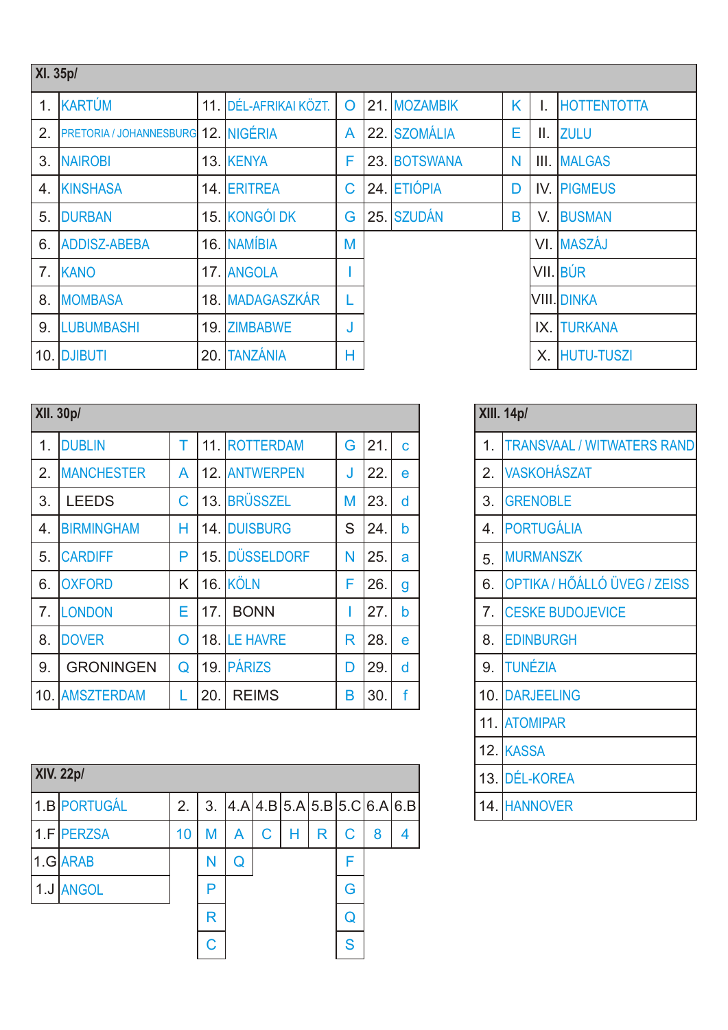| XI. 35p/ | | | | | | | | | | |
|---|---|---|---|---|---|---|---|---|---|---|
| 1. | KARTÚM | 11. | DÉL-AFRIKAI KÖZT. | O | 21. | MOZAMBIK | K | I. | HOTTENTOTTA |
| 2. | PRETORIA / JOHANNESBURG | 12. | NIGÉRIA | A | 22. | SZOMÁLIA | E | II. | ZULU |
| 3. | NAIROBI | 13. | KENYA | F | 23. | BOTSWANA | N | III. | MALGAS |
| 4. | KINSHASA | 14. | ERITREA | C | 24. | ETIÓPIA | D | IV. | PIGMEUS |
| 5. | DURBAN | 15. | KONGÓI DK | G | 25. | SZUDÁN | B | V. | BUSMAN |
| 6. | ADDISZ-ABEBA | 16. | NAMÍBIA | M | | | | VI. | MASZÁJ |
| 7. | KANO | 17. | ANGOLA | I | | | | VII. | BÚR |
| 8. | MOMBASA | 18. | MADAGASZKÁR | L | | | | VIII. | DINKA |
| 9. | LUBUMBASHI | 19. | ZIMBABWE | J | | | | IX. | TURKANA |
| 10. | DJIBUTI | 20. | TANZÁNIA | H | | | | X. | HUTU-TUSZI |

| XII. 30p/ | | | | | | | |
|---|---|---|---|---|---|---|---|
| 1. | DUBLIN | T | 11. | ROTTERDAM | G | 21. | c |
| 2. | MANCHESTER | A | 12. | ANTWERPEN | J | 22. | e |
| 3. | LEEDS | C | 13. | BRÜSSZEL | M | 23. | d |
| 4. | BIRMINGHAM | H | 14. | DUISBURG | S | 24. | b |
| 5. | CARDIFF | P | 15. | DÜSSELDORF | N | 25. | a |
| 6. | OXFORD | K | 16. | KÖLN | F | 26. | g |
| 7. | LONDON | E | 17. | BONN | I | 27. | b |
| 8. | DOVER | O | 18. | LE HAVRE | R | 28. | e |
| 9. | GRONINGEN | Q | 19. | PÁRIZS | D | 29. | d |
| 10. | AMSZTERDAM | L | 20. | REIMS | B | 30. | f |

| XIII. 14p/ | |
|---|---|
| 1. | TRANSVAAL / WITWATERS RAND |
| 2. | VASKOHÁSZAT |
| 3. | GRENOBLE |
| 4. | PORTUGÁLIA |
| 5. | MURMANSZK |
| 6. | OPTIKA / HŐÁLLÓ ÜVEG / ZEISS |
| 7. | CESKE BUDOJEVICE |
| 8. | EDINBURGH |
| 9. | TUNÉZIA |
| 10. | DARJEELING |
| 11. | ATOMIPAR |
| 12. | KASSA |
| 13. | DÉL-KOREA |
| 14. | HANNOVER |

| XIV. 22p/ | | | | | | | | | | |
|---|---|---|---|---|---|---|---|---|---|---|
| 1.B | PORTUGÁL | 2. | 3. | 4.A | 4.B | 5.A | 5.B | 5.C | 6.A | 6.B |
| 1.F | PERZSA | 10 | M | A | C | H | R | C | 8 | 4 |
| 1.G | ARAB | | N | Q | | | | F | | |
| 1.J | ANGOL | | P | | | | | G | | |
| | | | R | | | | | Q | | |
| | | | C | | | | | S | | |